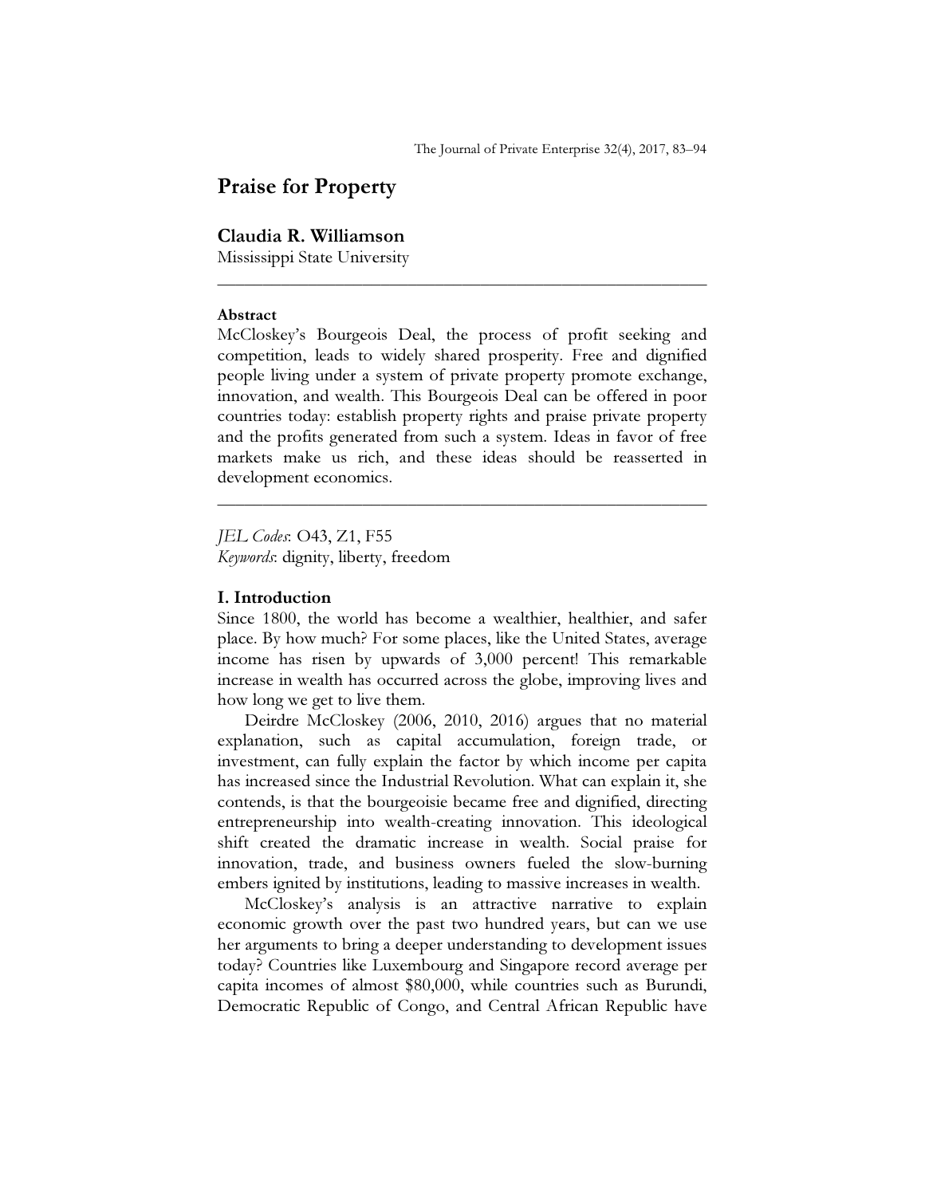# Praise for Property

**Claudia R. Williamson**
Mississippi State University

---

**Abstract**
McCloskey's Bourgeois Deal, the process of profit seeking and competition, leads to widely shared prosperity. Free and dignified people living under a system of private property promote exchange, innovation, and wealth. This Bourgeois Deal can be offered in poor countries today: establish property rights and praise private property and the profits generated from such a system. Ideas in favor of free markets make us rich, and these ideas should be reasserted in development economics.

---

*JEL Codes*: O43, Z1, F55
*Keywords*: dignity, liberty, freedom

## I. Introduction

Since 1800, the world has become a wealthier, healthier, and safer place. By how much? For some places, like the United States, average income has risen by upwards of 3,000 percent! This remarkable increase in wealth has occurred across the globe, improving lives and how long we get to live them.

Deirdre McCloskey (2006, 2010, 2016) argues that no material explanation, such as capital accumulation, foreign trade, or investment, can fully explain the factor by which income per capita has increased since the Industrial Revolution. What can explain it, she contends, is that the bourgeoisie became free and dignified, directing entrepreneurship into wealth-creating innovation. This ideological shift created the dramatic increase in wealth. Social praise for innovation, trade, and business owners fueled the slow-burning embers ignited by institutions, leading to massive increases in wealth.

McCloskey's analysis is an attractive narrative to explain economic growth over the past two hundred years, but can we use her arguments to bring a deeper understanding to development issues today? Countries like Luxembourg and Singapore record average per capita incomes of almost $80,000, while countries such as Burundi, Democratic Republic of Congo, and Central African Republic have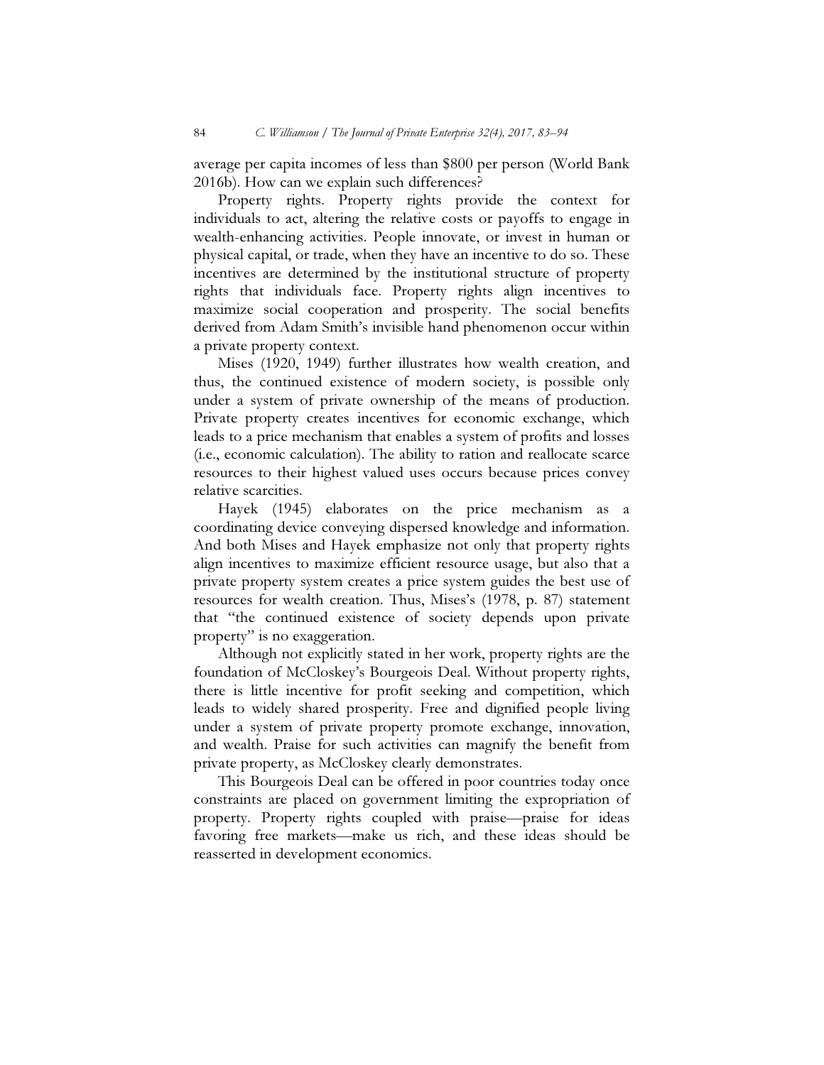average per capita incomes of less than $800 per person (World Bank 2016b). How can we explain such differences?

Property rights. Property rights provide the context for individuals to act, altering the relative costs or payoffs to engage in wealth-enhancing activities. People innovate, or invest in human or physical capital, or trade, when they have an incentive to do so. These incentives are determined by the institutional structure of property rights that individuals face. Property rights align incentives to maximize social cooperation and prosperity. The social benefits derived from Adam Smith's invisible hand phenomenon occur within a private property context.

Mises (1920, 1949) further illustrates how wealth creation, and thus, the continued existence of modern society, is possible only under a system of private ownership of the means of production. Private property creates incentives for economic exchange, which leads to a price mechanism that enables a system of profits and losses (i.e., economic calculation). The ability to ration and reallocate scarce resources to their highest valued uses occurs because prices convey relative scarcities.

Hayek (1945) elaborates on the price mechanism as a coordinating device conveying dispersed knowledge and information. And both Mises and Hayek emphasize not only that property rights align incentives to maximize efficient resource usage, but also that a private property system creates a price system guides the best use of resources for wealth creation. Thus, Mises's (1978, p. 87) statement that "the continued existence of society depends upon private property" is no exaggeration.

Although not explicitly stated in her work, property rights are the foundation of McCloskey's Bourgeois Deal. Without property rights, there is little incentive for profit seeking and competition, which leads to widely shared prosperity. Free and dignified people living under a system of private property promote exchange, innovation, and wealth. Praise for such activities can magnify the benefit from private property, as McCloskey clearly demonstrates.

This Bourgeois Deal can be offered in poor countries today once constraints are placed on government limiting the expropriation of property. Property rights coupled with praise—praise for ideas favoring free markets—make us rich, and these ideas should be reasserted in development economics.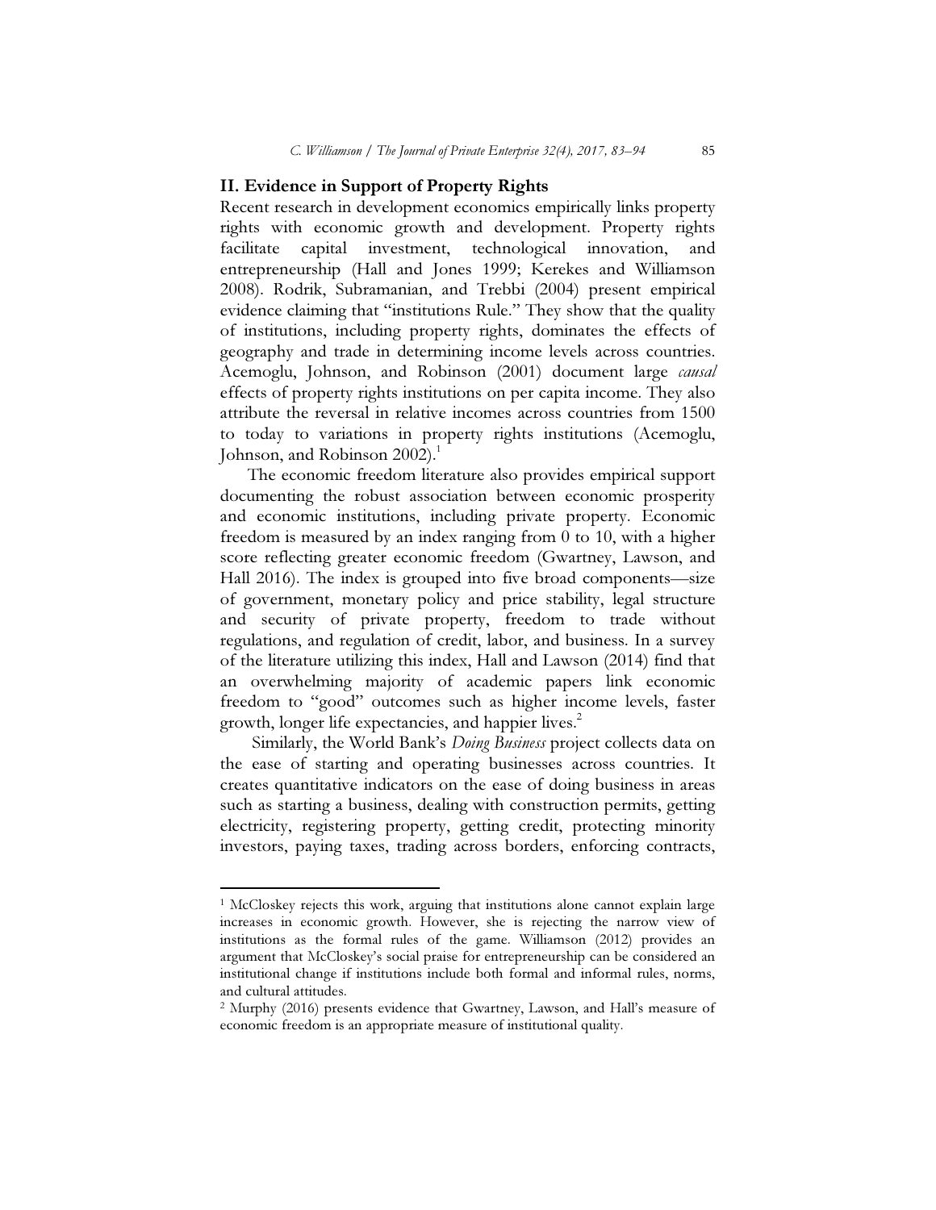## II. Evidence in Support of Property Rights

Recent research in development economics empirically links property rights with economic growth and development. Property rights facilitate capital investment, technological innovation, and entrepreneurship (Hall and Jones 1999; Kerekes and Williamson 2008). Rodrik, Subramanian, and Trebbi (2004) present empirical evidence claiming that "institutions Rule." They show that the quality of institutions, including property rights, dominates the effects of geography and trade in determining income levels across countries. Acemoglu, Johnson, and Robinson (2001) document large *causal* effects of property rights institutions on per capita income. They also attribute the reversal in relative incomes across countries from 1500 to today to variations in property rights institutions (Acemoglu, Johnson, and Robinson 2002).[1]

The economic freedom literature also provides empirical support documenting the robust association between economic prosperity and economic institutions, including private property. Economic freedom is measured by an index ranging from 0 to 10, with a higher score reflecting greater economic freedom (Gwartney, Lawson, and Hall 2016). The index is grouped into five broad components—size of government, monetary policy and price stability, legal structure and security of private property, freedom to trade without regulations, and regulation of credit, labor, and business. In a survey of the literature utilizing this index, Hall and Lawson (2014) find that an overwhelming majority of academic papers link economic freedom to "good" outcomes such as higher income levels, faster growth, longer life expectancies, and happier lives.[2]

Similarly, the World Bank's *Doing Business* project collects data on the ease of starting and operating businesses across countries. It creates quantitative indicators on the ease of doing business in areas such as starting a business, dealing with construction permits, getting electricity, registering property, getting credit, protecting minority investors, paying taxes, trading across borders, enforcing contracts,

---

[1] McCloskey rejects this work, arguing that institutions alone cannot explain large increases in economic growth. However, she is rejecting the narrow view of institutions as the formal rules of the game. Williamson (2012) provides an argument that McCloskey's social praise for entrepreneurship can be considered an institutional change if institutions include both formal and informal rules, norms, and cultural attitudes.

[2] Murphy (2016) presents evidence that Gwartney, Lawson, and Hall's measure of economic freedom is an appropriate measure of institutional quality.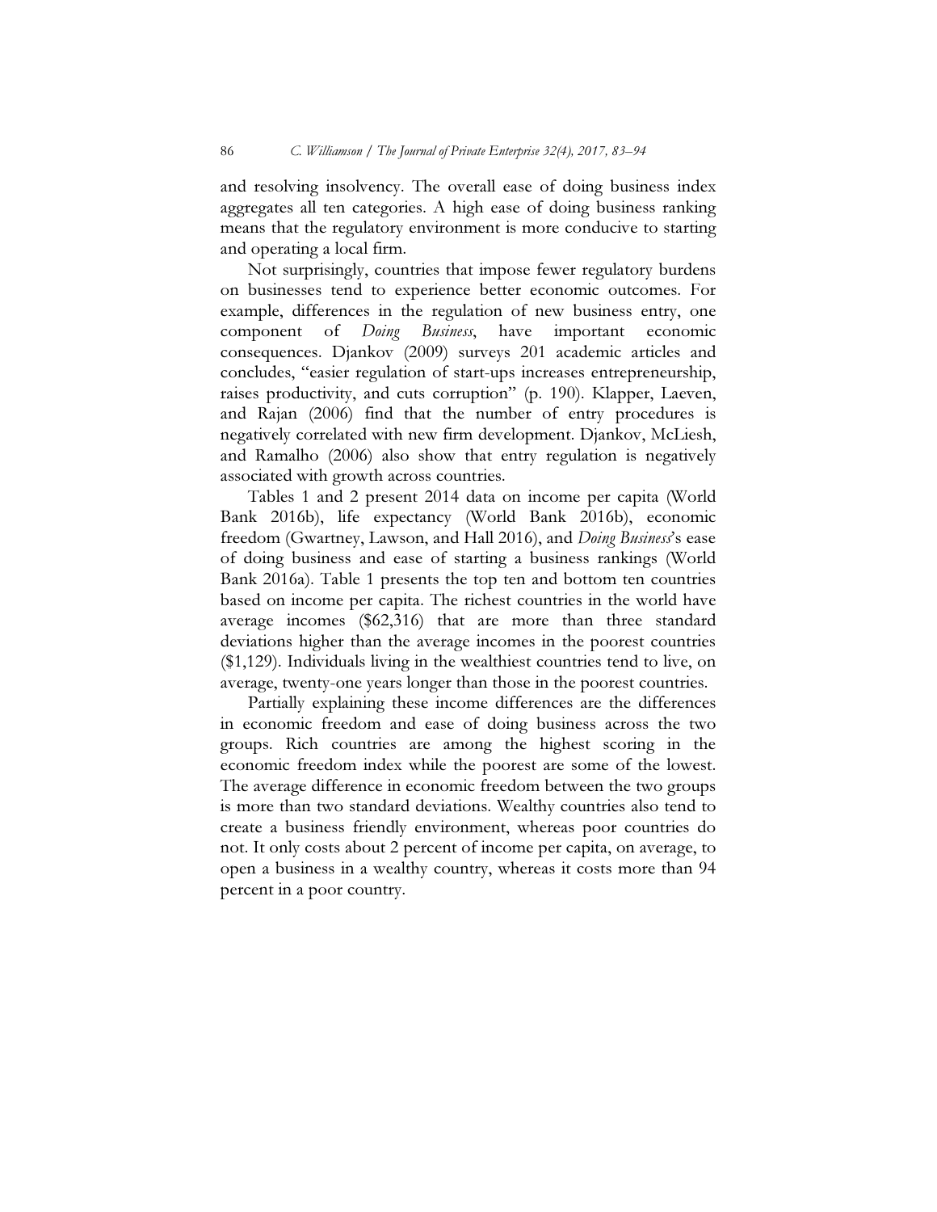and resolving insolvency. The overall ease of doing business index aggregates all ten categories. A high ease of doing business ranking means that the regulatory environment is more conducive to starting and operating a local firm.

Not surprisingly, countries that impose fewer regulatory burdens on businesses tend to experience better economic outcomes. For example, differences in the regulation of new business entry, one component of *Doing Business*, have important economic consequences. Djankov (2009) surveys 201 academic articles and concludes, "easier regulation of start-ups increases entrepreneurship, raises productivity, and cuts corruption" (p. 190). Klapper, Laeven, and Rajan (2006) find that the number of entry procedures is negatively correlated with new firm development. Djankov, McLiesh, and Ramalho (2006) also show that entry regulation is negatively associated with growth across countries.

Tables 1 and 2 present 2014 data on income per capita (World Bank 2016b), life expectancy (World Bank 2016b), economic freedom (Gwartney, Lawson, and Hall 2016), and *Doing Business*'s ease of doing business and ease of starting a business rankings (World Bank 2016a). Table 1 presents the top ten and bottom ten countries based on income per capita. The richest countries in the world have average incomes ($62,316) that are more than three standard deviations higher than the average incomes in the poorest countries ($1,129). Individuals living in the wealthiest countries tend to live, on average, twenty-one years longer than those in the poorest countries.

Partially explaining these income differences are the differences in economic freedom and ease of doing business across the two groups. Rich countries are among the highest scoring in the economic freedom index while the poorest are some of the lowest. The average difference in economic freedom between the two groups is more than two standard deviations. Wealthy countries also tend to create a business friendly environment, whereas poor countries do not. It only costs about 2 percent of income per capita, on average, to open a business in a wealthy country, whereas it costs more than 94 percent in a poor country.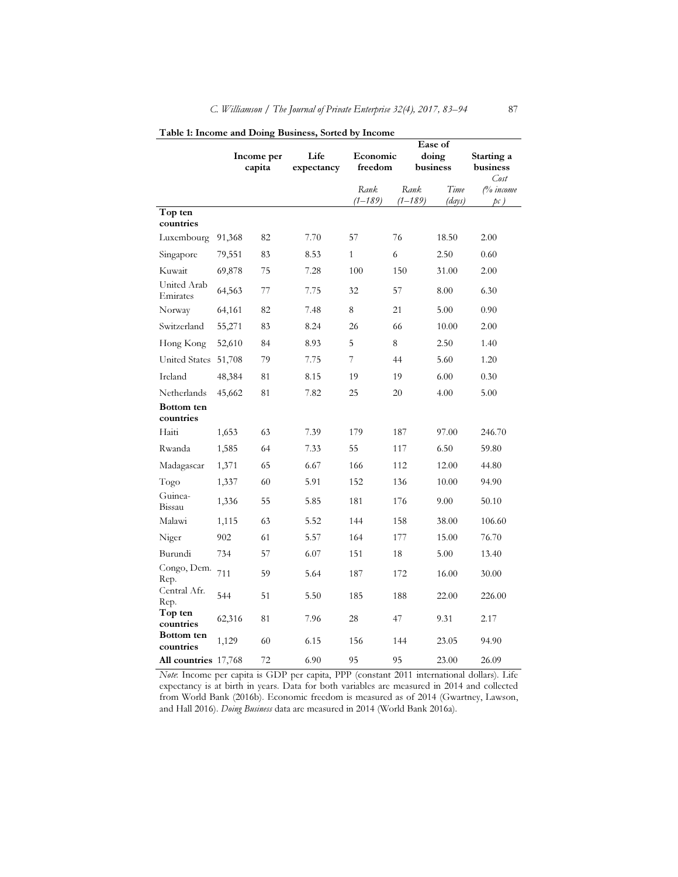**Table 1: Income and Doing Business, Sorted by Income**

| | Income per capita | Life expectancy | Economic freedom | | Ease of doing business | | Starting a business |
|---|---|---|---|---|---|---|---|
| | | | | *Rank (1–189)* | *Rank (1–189)* | *Time (days)* | *Cost (% income pc )* |
| **Top ten countries** | | | | | | | |
| Luxembourg | 91,368 | 82 | 7.70 | 57 | 76 | 18.50 | 2.00 |
| Singapore | 79,551 | 83 | 8.53 | 1 | 6 | 2.50 | 0.60 |
| Kuwait | 69,878 | 75 | 7.28 | 100 | 150 | 31.00 | 2.00 |
| United Arab Emirates | 64,563 | 77 | 7.75 | 32 | 57 | 8.00 | 6.30 |
| Norway | 64,161 | 82 | 7.48 | 8 | 21 | 5.00 | 0.90 |
| Switzerland | 55,271 | 83 | 8.24 | 26 | 66 | 10.00 | 2.00 |
| Hong Kong | 52,610 | 84 | 8.93 | 5 | 8 | 2.50 | 1.40 |
| United States | 51,708 | 79 | 7.75 | 7 | 44 | 5.60 | 1.20 |
| Ireland | 48,384 | 81 | 8.15 | 19 | 19 | 6.00 | 0.30 |
| Netherlands | 45,662 | 81 | 7.82 | 25 | 20 | 4.00 | 5.00 |
| **Bottom ten countries** | | | | | | | |
| Haiti | 1,653 | 63 | 7.39 | 179 | 187 | 97.00 | 246.70 |
| Rwanda | 1,585 | 64 | 7.33 | 55 | 117 | 6.50 | 59.80 |
| Madagascar | 1,371 | 65 | 6.67 | 166 | 112 | 12.00 | 44.80 |
| Togo | 1,337 | 60 | 5.91 | 152 | 136 | 10.00 | 94.90 |
| Guinea-Bissau | 1,336 | 55 | 5.85 | 181 | 176 | 9.00 | 50.10 |
| Malawi | 1,115 | 63 | 5.52 | 144 | 158 | 38.00 | 106.60 |
| Niger | 902 | 61 | 5.57 | 164 | 177 | 15.00 | 76.70 |
| Burundi | 734 | 57 | 6.07 | 151 | 18 | 5.00 | 13.40 |
| Congo, Dem. Rep. | 711 | 59 | 5.64 | 187 | 172 | 16.00 | 30.00 |
| Central Afr. Rep. | 544 | 51 | 5.50 | 185 | 188 | 22.00 | 226.00 |
| **Top ten countries** | 62,316 | 81 | 7.96 | 28 | 47 | 9.31 | 2.17 |
| **Bottom ten countries** | 1,129 | 60 | 6.15 | 156 | 144 | 23.05 | 94.90 |
| **All countries** | 17,768 | 72 | 6.90 | 95 | 95 | 23.00 | 26.09 |

*Note*: Income per capita is GDP per capita, PPP (constant 2011 international dollars). Life expectancy is at birth in years. Data for both variables are measured in 2014 and collected from World Bank (2016b). Economic freedom is measured as of 2014 (Gwartney, Lawson, and Hall 2016). *Doing Business* data are measured in 2014 (World Bank 2016a).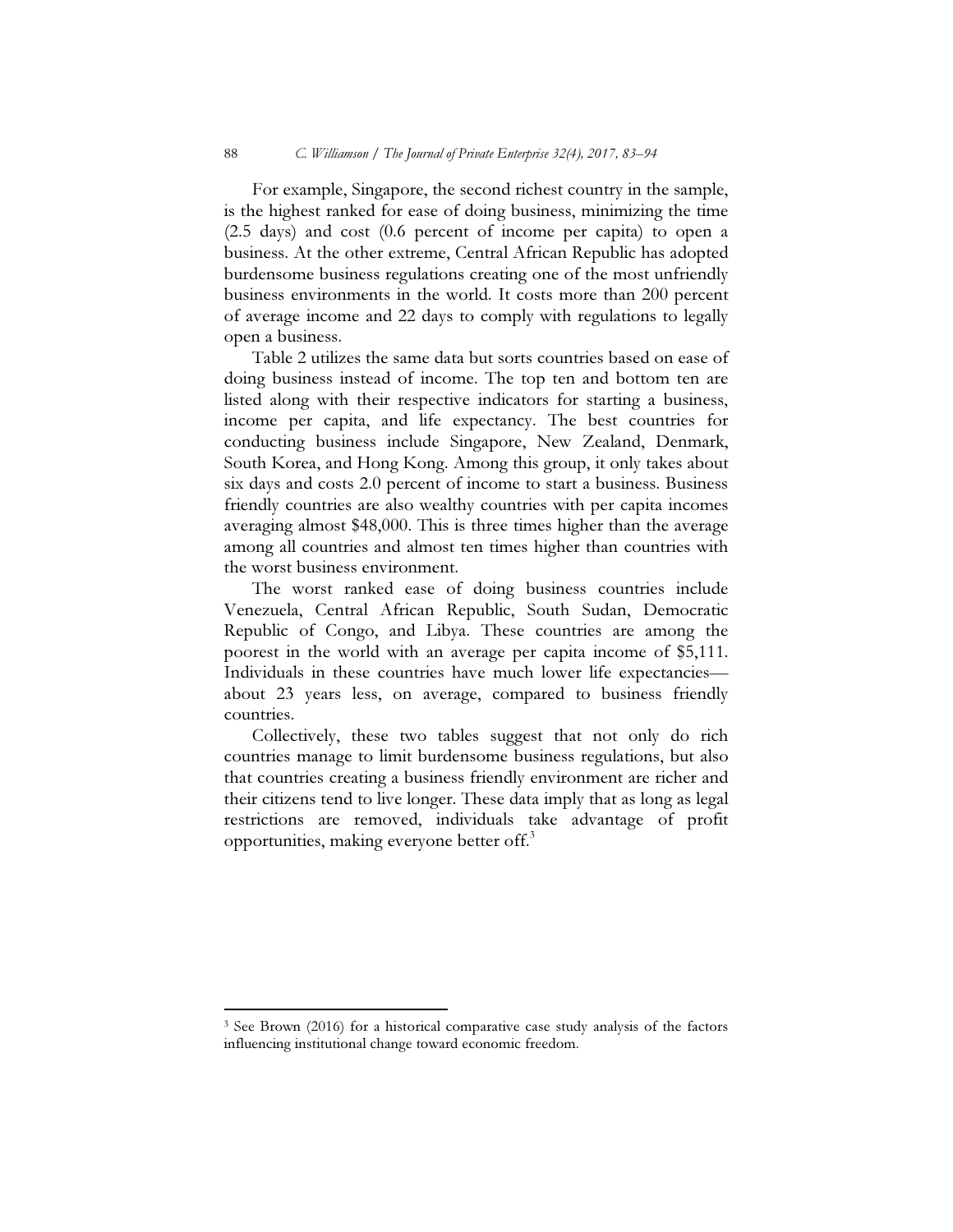For example, Singapore, the second richest country in the sample, is the highest ranked for ease of doing business, minimizing the time (2.5 days) and cost (0.6 percent of income per capita) to open a business. At the other extreme, Central African Republic has adopted burdensome business regulations creating one of the most unfriendly business environments in the world. It costs more than 200 percent of average income and 22 days to comply with regulations to legally open a business.

Table 2 utilizes the same data but sorts countries based on ease of doing business instead of income. The top ten and bottom ten are listed along with their respective indicators for starting a business, income per capita, and life expectancy. The best countries for conducting business include Singapore, New Zealand, Denmark, South Korea, and Hong Kong. Among this group, it only takes about six days and costs 2.0 percent of income to start a business. Business friendly countries are also wealthy countries with per capita incomes averaging almost $48,000. This is three times higher than the average among all countries and almost ten times higher than countries with the worst business environment.

The worst ranked ease of doing business countries include Venezuela, Central African Republic, South Sudan, Democratic Republic of Congo, and Libya. These countries are among the poorest in the world with an average per capita income of $5,111. Individuals in these countries have much lower life expectancies—about 23 years less, on average, compared to business friendly countries.

Collectively, these two tables suggest that not only do rich countries manage to limit burdensome business regulations, but also that countries creating a business friendly environment are richer and their citizens tend to live longer. These data imply that as long as legal restrictions are removed, individuals take advantage of profit opportunities, making everyone better off.[3]

[3] See Brown (2016) for a historical comparative case study analysis of the factors influencing institutional change toward economic freedom.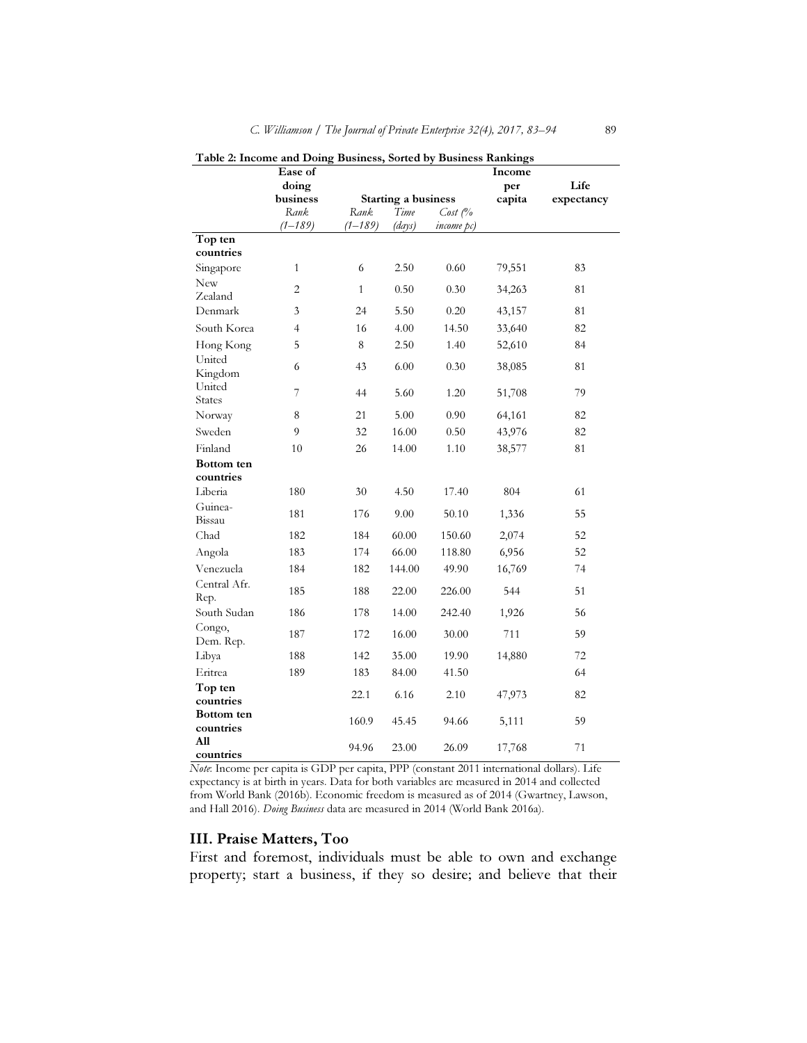**Table 2: Income and Doing Business, Sorted by Business Rankings**

| | Ease of doing business | Starting a business | | | Income per capita | Life expectancy |
|---|---|---|---|---|---|---|
| | *Rank (1–189)* | *Rank (1–189)* | *Time (days)* | *Cost (% income pc)* | | |
| **Top ten countries** | | | | | | |
| Singapore | 1 | 6 | 2.50 | 0.60 | 79,551 | 83 |
| New Zealand | 2 | 1 | 0.50 | 0.30 | 34,263 | 81 |
| Denmark | 3 | 24 | 5.50 | 0.20 | 43,157 | 81 |
| South Korea | 4 | 16 | 4.00 | 14.50 | 33,640 | 82 |
| Hong Kong | 5 | 8 | 2.50 | 1.40 | 52,610 | 84 |
| United Kingdom | 6 | 43 | 6.00 | 0.30 | 38,085 | 81 |
| United States | 7 | 44 | 5.60 | 1.20 | 51,708 | 79 |
| Norway | 8 | 21 | 5.00 | 0.90 | 64,161 | 82 |
| Sweden | 9 | 32 | 16.00 | 0.50 | 43,976 | 82 |
| Finland | 10 | 26 | 14.00 | 1.10 | 38,577 | 81 |
| **Bottom ten countries** | | | | | | |
| Liberia | 180 | 30 | 4.50 | 17.40 | 804 | 61 |
| Guinea-Bissau | 181 | 176 | 9.00 | 50.10 | 1,336 | 55 |
| Chad | 182 | 184 | 60.00 | 150.60 | 2,074 | 52 |
| Angola | 183 | 174 | 66.00 | 118.80 | 6,956 | 52 |
| Venezuela | 184 | 182 | 144.00 | 49.90 | 16,769 | 74 |
| Central Afr. Rep. | 185 | 188 | 22.00 | 226.00 | 544 | 51 |
| South Sudan | 186 | 178 | 14.00 | 242.40 | 1,926 | 56 |
| Congo, Dem. Rep. | 187 | 172 | 16.00 | 30.00 | 711 | 59 |
| Libya | 188 | 142 | 35.00 | 19.90 | 14,880 | 72 |
| Eritrea | 189 | 183 | 84.00 | 41.50 | | 64 |
| **Top ten countries** | | 22.1 | 6.16 | 2.10 | 47,973 | 82 |
| **Bottom ten countries** | | 160.9 | 45.45 | 94.66 | 5,111 | 59 |
| **All countries** | | 94.96 | 23.00 | 26.09 | 17,768 | 71 |

*Note*: Income per capita is GDP per capita, PPP (constant 2011 international dollars). Life expectancy is at birth in years. Data for both variables are measured in 2014 and collected from World Bank (2016b). Economic freedom is measured as of 2014 (Gwartney, Lawson, and Hall 2016). *Doing Business* data are measured in 2014 (World Bank 2016a).

## III. Praise Matters, Too

First and foremost, individuals must be able to own and exchange property; start a business, if they so desire; and believe that their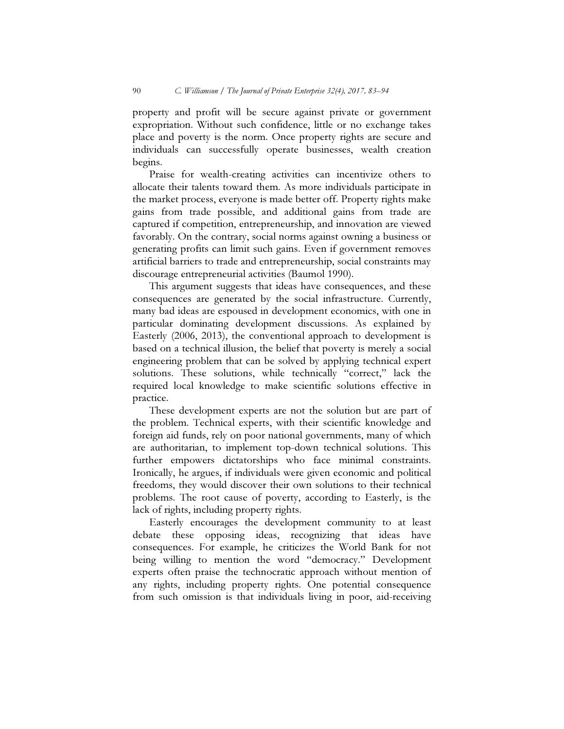property and profit will be secure against private or government expropriation. Without such confidence, little or no exchange takes place and poverty is the norm. Once property rights are secure and individuals can successfully operate businesses, wealth creation begins.

Praise for wealth-creating activities can incentivize others to allocate their talents toward them. As more individuals participate in the market process, everyone is made better off. Property rights make gains from trade possible, and additional gains from trade are captured if competition, entrepreneurship, and innovation are viewed favorably. On the contrary, social norms against owning a business or generating profits can limit such gains. Even if government removes artificial barriers to trade and entrepreneurship, social constraints may discourage entrepreneurial activities (Baumol 1990).

This argument suggests that ideas have consequences, and these consequences are generated by the social infrastructure. Currently, many bad ideas are espoused in development economics, with one in particular dominating development discussions. As explained by Easterly (2006, 2013), the conventional approach to development is based on a technical illusion, the belief that poverty is merely a social engineering problem that can be solved by applying technical expert solutions. These solutions, while technically "correct," lack the required local knowledge to make scientific solutions effective in practice.

These development experts are not the solution but are part of the problem. Technical experts, with their scientific knowledge and foreign aid funds, rely on poor national governments, many of which are authoritarian, to implement top-down technical solutions. This further empowers dictatorships who face minimal constraints. Ironically, he argues, if individuals were given economic and political freedoms, they would discover their own solutions to their technical problems. The root cause of poverty, according to Easterly, is the lack of rights, including property rights.

Easterly encourages the development community to at least debate these opposing ideas, recognizing that ideas have consequences. For example, he criticizes the World Bank for not being willing to mention the word "democracy." Development experts often praise the technocratic approach without mention of any rights, including property rights. One potential consequence from such omission is that individuals living in poor, aid-receiving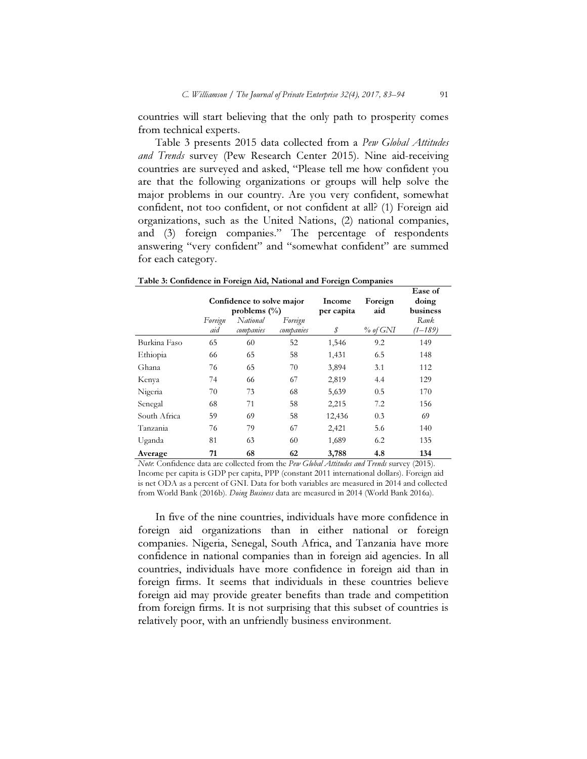countries will start believing that the only path to prosperity comes from technical experts.

Table 3 presents 2015 data collected from a *Pew Global Attitudes and Trends* survey (Pew Research Center 2015). Nine aid-receiving countries are surveyed and asked, "Please tell me how confident you are that the following organizations or groups will help solve the major problems in our country. Are you very confident, somewhat confident, not too confident, or not confident at all? (1) Foreign aid organizations, such as the United Nations, (2) national companies, and (3) foreign companies." The percentage of respondents answering "very confident" and "somewhat confident" are summed for each category.

**Table 3: Confidence in Foreign Aid, National and Foreign Companies**

| | **Confidence to solve major problems (%)** | | | **Income per capita** | **Foreign aid** | **Ease of doing business** |
|---|---|---|---|---|---|---|
| | *Foreign aid* | *National companies* | *Foreign companies* | *$* | *% of GNI* | *Rank (1–189)* |
| Burkina Faso | 65 | 60 | 52 | 1,546 | 9.2 | 149 |
| Ethiopia | 66 | 65 | 58 | 1,431 | 6.5 | 148 |
| Ghana | 76 | 65 | 70 | 3,894 | 3.1 | 112 |
| Kenya | 74 | 66 | 67 | 2,819 | 4.4 | 129 |
| Nigeria | 70 | 73 | 68 | 5,639 | 0.5 | 170 |
| Senegal | 68 | 71 | 58 | 2,215 | 7.2 | 156 |
| South Africa | 59 | 69 | 58 | 12,436 | 0.3 | 69 |
| Tanzania | 76 | 79 | 67 | 2,421 | 5.6 | 140 |
| Uganda | 81 | 63 | 60 | 1,689 | 6.2 | 135 |
| **Average** | **71** | **68** | **62** | **3,788** | **4.8** | **134** |

*Note*: Confidence data are collected from the *Pew Global Attitudes and Trends* survey (2015). Income per capita is GDP per capita, PPP (constant 2011 international dollars). Foreign aid is net ODA as a percent of GNI. Data for both variables are measured in 2014 and collected from World Bank (2016b). *Doing Business* data are measured in 2014 (World Bank 2016a).

In five of the nine countries, individuals have more confidence in foreign aid organizations than in either national or foreign companies. Nigeria, Senegal, South Africa, and Tanzania have more confidence in national companies than in foreign aid agencies. In all countries, individuals have more confidence in foreign aid than in foreign firms. It seems that individuals in these countries believe foreign aid may provide greater benefits than trade and competition from foreign firms. It is not surprising that this subset of countries is relatively poor, with an unfriendly business environment.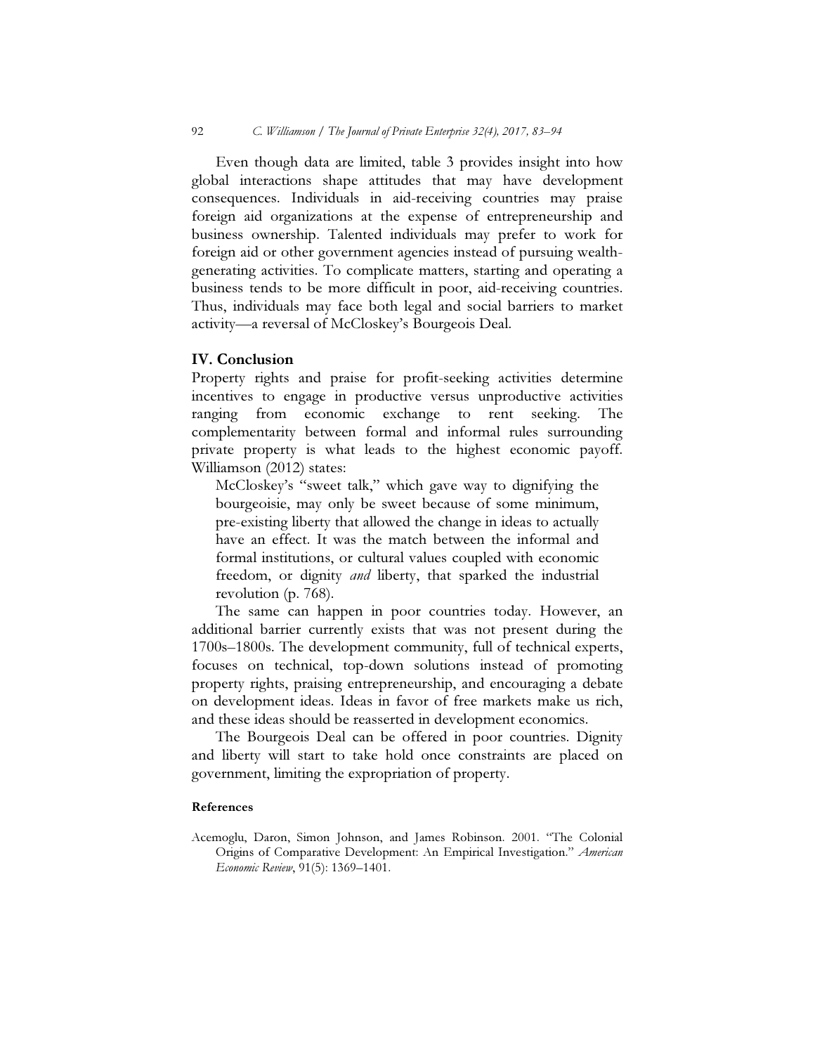Even though data are limited, table 3 provides insight into how global interactions shape attitudes that may have development consequences. Individuals in aid-receiving countries may praise foreign aid organizations at the expense of entrepreneurship and business ownership. Talented individuals may prefer to work for foreign aid or other government agencies instead of pursuing wealth-generating activities. To complicate matters, starting and operating a business tends to be more difficult in poor, aid-receiving countries. Thus, individuals may face both legal and social barriers to market activity—a reversal of McCloskey's Bourgeois Deal.

## IV. Conclusion

Property rights and praise for profit-seeking activities determine incentives to engage in productive versus unproductive activities ranging from economic exchange to rent seeking. The complementarity between formal and informal rules surrounding private property is what leads to the highest economic payoff. Williamson (2012) states:

> McCloskey's "sweet talk," which gave way to dignifying the bourgeoisie, may only be sweet because of some minimum, pre-existing liberty that allowed the change in ideas to actually have an effect. It was the match between the informal and formal institutions, or cultural values coupled with economic freedom, or dignity *and* liberty, that sparked the industrial revolution (p. 768).

The same can happen in poor countries today. However, an additional barrier currently exists that was not present during the 1700s–1800s. The development community, full of technical experts, focuses on technical, top-down solutions instead of promoting property rights, praising entrepreneurship, and encouraging a debate on development ideas. Ideas in favor of free markets make us rich, and these ideas should be reasserted in development economics.

The Bourgeois Deal can be offered in poor countries. Dignity and liberty will start to take hold once constraints are placed on government, limiting the expropriation of property.

#### References

Acemoglu, Daron, Simon Johnson, and James Robinson. 2001. "The Colonial Origins of Comparative Development: An Empirical Investigation." *American Economic Review*, 91(5): 1369–1401.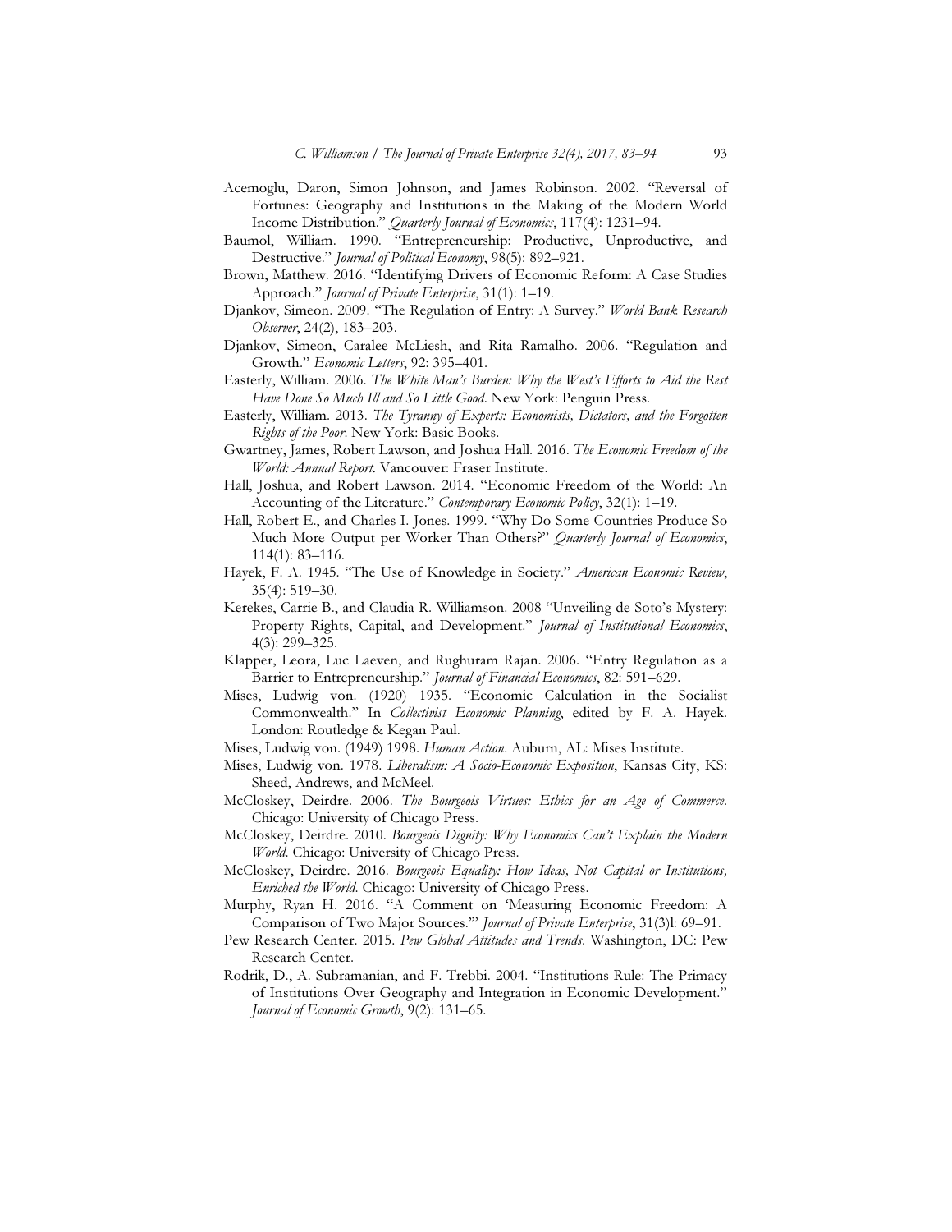Acemoglu, Daron, Simon Johnson, and James Robinson. 2002. "Reversal of Fortunes: Geography and Institutions in the Making of the Modern World Income Distribution." *Quarterly Journal of Economics*, 117(4): 1231–94.

Baumol, William. 1990. "Entrepreneurship: Productive, Unproductive, and Destructive." *Journal of Political Economy*, 98(5): 892–921.

Brown, Matthew. 2016. "Identifying Drivers of Economic Reform: A Case Studies Approach." *Journal of Private Enterprise*, 31(1): 1–19.

Djankov, Simeon. 2009. "The Regulation of Entry: A Survey." *World Bank Research Observer*, 24(2), 183–203.

Djankov, Simeon, Caralee McLiesh, and Rita Ramalho. 2006. "Regulation and Growth." *Economic Letters*, 92: 395–401.

Easterly, William. 2006. *The White Man's Burden: Why the West's Efforts to Aid the Rest Have Done So Much Ill and So Little Good*. New York: Penguin Press.

Easterly, William. 2013. *The Tyranny of Experts: Economists, Dictators, and the Forgotten Rights of the Poor*. New York: Basic Books.

Gwartney, James, Robert Lawson, and Joshua Hall. 2016. *The Economic Freedom of the World: Annual Report.* Vancouver: Fraser Institute.

Hall, Joshua, and Robert Lawson. 2014. "Economic Freedom of the World: An Accounting of the Literature." *Contemporary Economic Policy*, 32(1): 1–19.

Hall, Robert E., and Charles I. Jones. 1999. "Why Do Some Countries Produce So Much More Output per Worker Than Others?" *Quarterly Journal of Economics*, 114(1): 83–116.

Hayek, F. A. 1945. "The Use of Knowledge in Society." *American Economic Review*, 35(4): 519–30.

Kerekes, Carrie B., and Claudia R. Williamson. 2008 "Unveiling de Soto's Mystery: Property Rights, Capital, and Development." *Journal of Institutional Economics*, 4(3): 299–325.

Klapper, Leora, Luc Laeven, and Rughuram Rajan. 2006. "Entry Regulation as a Barrier to Entrepreneurship." *Journal of Financial Economics*, 82: 591–629.

Mises, Ludwig von. (1920) 1935. "Economic Calculation in the Socialist Commonwealth." In *Collectivist Economic Planning*, edited by F. A. Hayek. London: Routledge & Kegan Paul.

Mises, Ludwig von. (1949) 1998. *Human Action*. Auburn, AL: Mises Institute.

Mises, Ludwig von. 1978. *Liberalism: A Socio-Economic Exposition*, Kansas City, KS: Sheed, Andrews, and McMeel.

McCloskey, Deirdre. 2006. *The Bourgeois Virtues: Ethics for an Age of Commerce*. Chicago: University of Chicago Press.

McCloskey, Deirdre. 2010. *Bourgeois Dignity: Why Economics Can't Explain the Modern World*. Chicago: University of Chicago Press.

McCloskey, Deirdre. 2016. *Bourgeois Equality: How Ideas, Not Capital or Institutions, Enriched the World*. Chicago: University of Chicago Press.

Murphy, Ryan H. 2016. "A Comment on 'Measuring Economic Freedom: A Comparison of Two Major Sources.'" *Journal of Private Enterprise*, 31(3)l: 69–91.

Pew Research Center. 2015. *Pew Global Attitudes and Trends*. Washington, DC: Pew Research Center.

Rodrik, D., A. Subramanian, and F. Trebbi. 2004. "Institutions Rule: The Primacy of Institutions Over Geography and Integration in Economic Development." *Journal of Economic Growth*, 9(2): 131–65.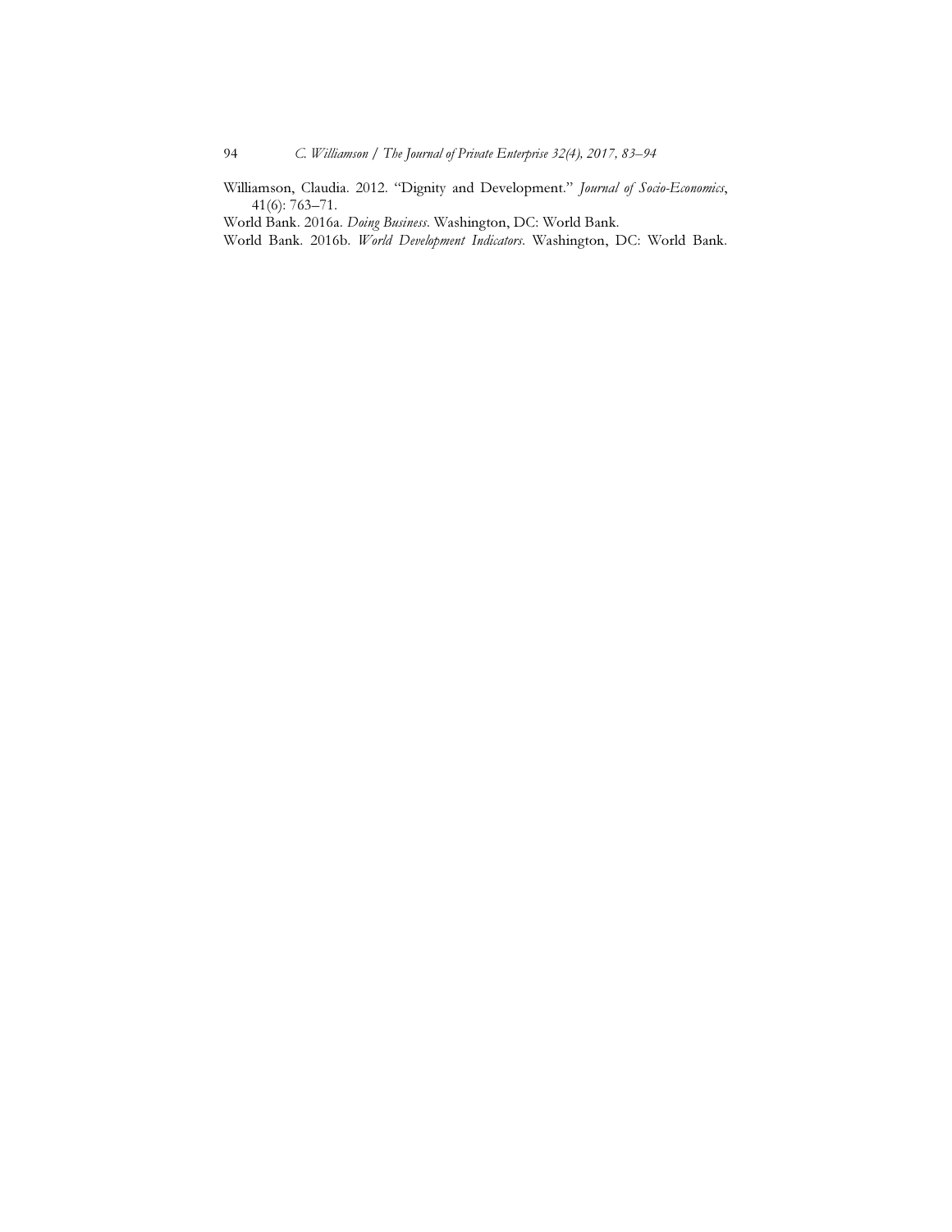Williamson, Claudia. 2012. "Dignity and Development." *Journal of Socio-Economics*, 41(6): 763–71.

World Bank. 2016a. *Doing Business*. Washington, DC: World Bank.

World Bank. 2016b. *World Development Indicators*. Washington, DC: World Bank.